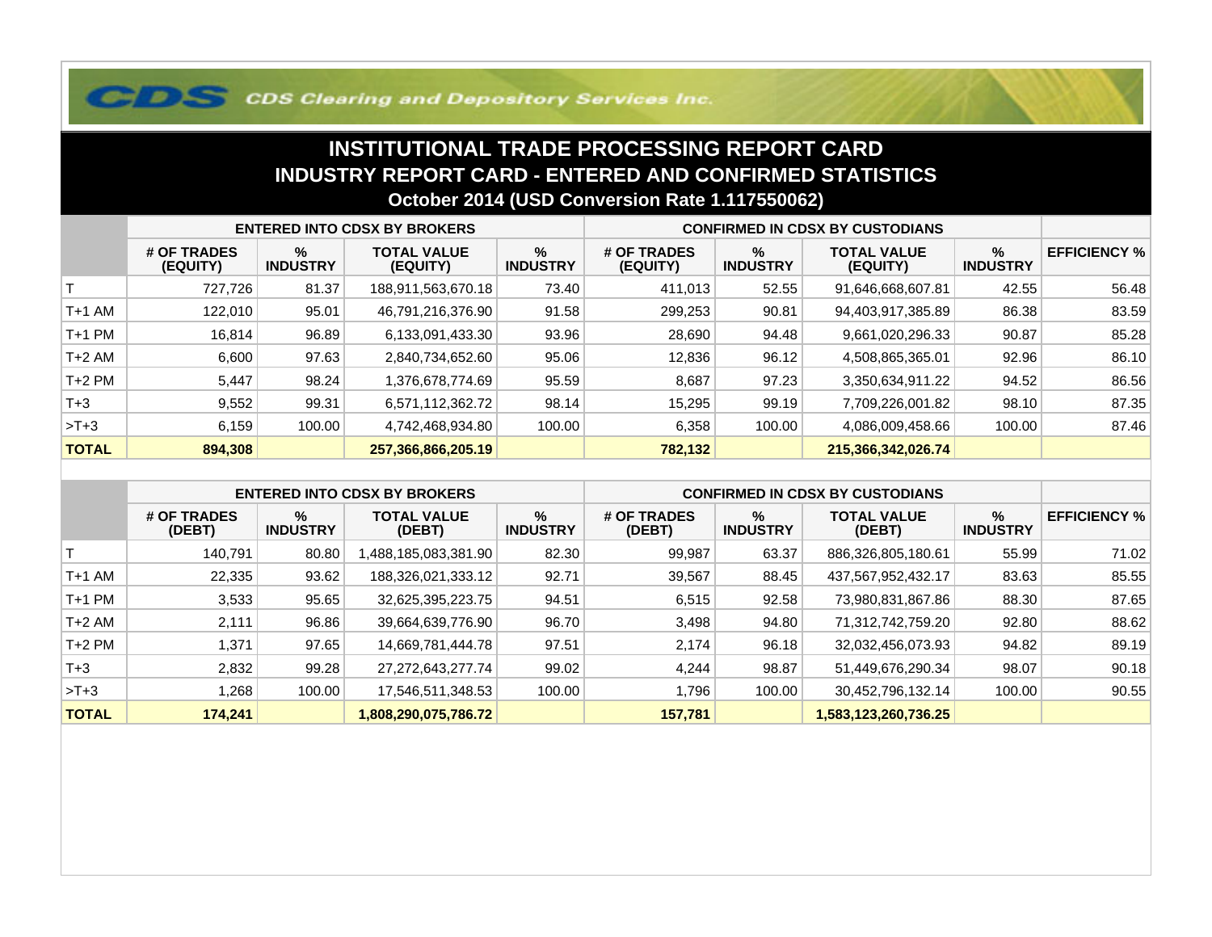CDS Clearing and Depository Services Inc.

# INSTITUTIONAL TRADE PROCESSING REPORT CARD

## INDUSTRY REPORT CARD - ENTERED AND CONFIRMED STATISTICS

### October 2014 (USD Conversion Rate 1.117550062)

| | ENTERED INTO CDSX BY BROKERS | | | | CONFIRMED IN CDSX BY CUSTODIANS | | | | |
|---|---|---|---|---|---|---|---|---|---|
| | # OF TRADES (EQUITY) | % INDUSTRY | TOTAL VALUE (EQUITY) | % INDUSTRY | # OF TRADES (EQUITY) | % INDUSTRY | TOTAL VALUE (EQUITY) | % INDUSTRY | EFFICIENCY % |
| T | 727,726 | 81.37 | 188,911,563,670.18 | 73.40 | 411,013 | 52.55 | 91,646,668,607.81 | 42.55 | 56.48 |
| T+1 AM | 122,010 | 95.01 | 46,791,216,376.90 | 91.58 | 299,253 | 90.81 | 94,403,917,385.89 | 86.38 | 83.59 |
| T+1 PM | 16,814 | 96.89 | 6,133,091,433.30 | 93.96 | 28,690 | 94.48 | 9,661,020,296.33 | 90.87 | 85.28 |
| T+2 AM | 6,600 | 97.63 | 2,840,734,652.60 | 95.06 | 12,836 | 96.12 | 4,508,865,365.01 | 92.96 | 86.10 |
| T+2 PM | 5,447 | 98.24 | 1,376,678,774.69 | 95.59 | 8,687 | 97.23 | 3,350,634,911.22 | 94.52 | 86.56 |
| T+3 | 9,552 | 99.31 | 6,571,112,362.72 | 98.14 | 15,295 | 99.19 | 7,709,226,001.82 | 98.10 | 87.35 |
| >T+3 | 6,159 | 100.00 | 4,742,468,934.80 | 100.00 | 6,358 | 100.00 | 4,086,009,458.66 | 100.00 | 87.46 |
| **TOTAL** | **894,308** | | **257,366,866,205.19** | | **782,132** | | **215,366,342,026.74** | | |

| | ENTERED INTO CDSX BY BROKERS | | | | CONFIRMED IN CDSX BY CUSTODIANS | | | | |
|---|---|---|---|---|---|---|---|---|---|
| | # OF TRADES (DEBT) | % INDUSTRY | TOTAL VALUE (DEBT) | % INDUSTRY | # OF TRADES (DEBT) | % INDUSTRY | TOTAL VALUE (DEBT) | % INDUSTRY | EFFICIENCY % |
| T | 140,791 | 80.80 | 1,488,185,083,381.90 | 82.30 | 99,987 | 63.37 | 886,326,805,180.61 | 55.99 | 71.02 |
| T+1 AM | 22,335 | 93.62 | 188,326,021,333.12 | 92.71 | 39,567 | 88.45 | 437,567,952,432.17 | 83.63 | 85.55 |
| T+1 PM | 3,533 | 95.65 | 32,625,395,223.75 | 94.51 | 6,515 | 92.58 | 73,980,831,867.86 | 88.30 | 87.65 |
| T+2 AM | 2,111 | 96.86 | 39,664,639,776.90 | 96.70 | 3,498 | 94.80 | 71,312,742,759.20 | 92.80 | 88.62 |
| T+2 PM | 1,371 | 97.65 | 14,669,781,444.78 | 97.51 | 2,174 | 96.18 | 32,032,456,073.93 | 94.82 | 89.19 |
| T+3 | 2,832 | 99.28 | 27,272,643,277.74 | 99.02 | 4,244 | 98.87 | 51,449,676,290.34 | 98.07 | 90.18 |
| >T+3 | 1,268 | 100.00 | 17,546,511,348.53 | 100.00 | 1,796 | 100.00 | 30,452,796,132.14 | 100.00 | 90.55 |
| **TOTAL** | **174,241** | | **1,808,290,075,786.72** | | **157,781** | | **1,583,123,260,736.25** | | |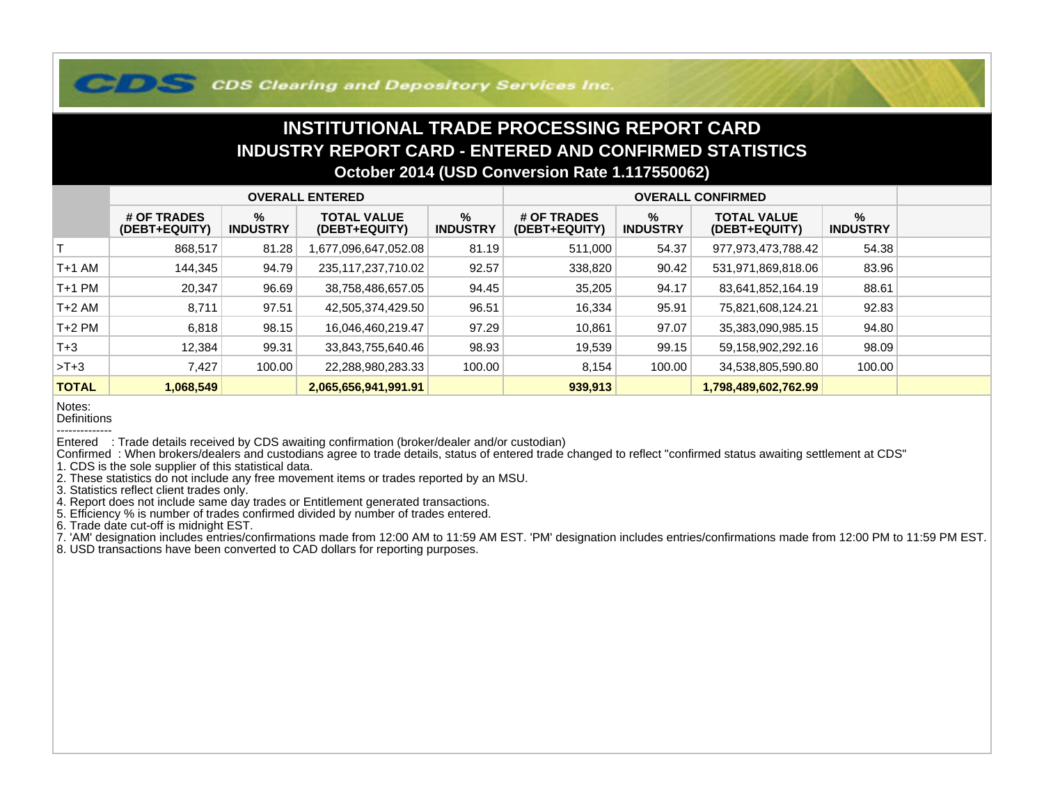CDS Clearing and Depository Services Inc.

# INSTITUTIONAL TRADE PROCESSING REPORT CARD

## INDUSTRY REPORT CARD - ENTERED AND CONFIRMED STATISTICS

### October 2014 (USD Conversion Rate 1.117550062)

| | OVERALL ENTERED | | | | OVERALL CONFIRMED | | | |
|---|---|---|---|---|---|---|---|---|
| | # OF TRADES (DEBT+EQUITY) | % INDUSTRY | TOTAL VALUE (DEBT+EQUITY) | % INDUSTRY | # OF TRADES (DEBT+EQUITY) | % INDUSTRY | TOTAL VALUE (DEBT+EQUITY) | % INDUSTRY |
| T | 868,517 | 81.28 | 1,677,096,647,052.08 | 81.19 | 511,000 | 54.37 | 977,973,473,788.42 | 54.38 |
| T+1 AM | 144,345 | 94.79 | 235,117,237,710.02 | 92.57 | 338,820 | 90.42 | 531,971,869,818.06 | 83.96 |
| T+1 PM | 20,347 | 96.69 | 38,758,486,657.05 | 94.45 | 35,205 | 94.17 | 83,641,852,164.19 | 88.61 |
| T+2 AM | 8,711 | 97.51 | 42,505,374,429.50 | 96.51 | 16,334 | 95.91 | 75,821,608,124.21 | 92.83 |
| T+2 PM | 6,818 | 98.15 | 16,046,460,219.47 | 97.29 | 10,861 | 97.07 | 35,383,090,985.15 | 94.80 |
| T+3 | 12,384 | 99.31 | 33,843,755,640.46 | 98.93 | 19,539 | 99.15 | 59,158,902,292.16 | 98.09 |
| >T+3 | 7,427 | 100.00 | 22,288,980,283.33 | 100.00 | 8,154 | 100.00 | 34,538,805,590.80 | 100.00 |
| **TOTAL** | **1,068,549** | | **2,065,656,941,991.91** | | **939,913** | | **1,798,489,602,762.99** | |

Notes:
Definitions
--------------
Entered : Trade details received by CDS awaiting confirmation (broker/dealer and/or custodian)
Confirmed : When brokers/dealers and custodians agree to trade details, status of entered trade changed to reflect "confirmed status awaiting settlement at CDS"

1. CDS is the sole supplier of this statistical data.
2. These statistics do not include any free movement items or trades reported by an MSU.
3. Statistics reflect client trades only.
4. Report does not include same day trades or Entitlement generated transactions.
5. Efficiency % is number of trades confirmed divided by number of trades entered.
6. Trade date cut-off is midnight EST.
7. 'AM' designation includes entries/confirmations made from 12:00 AM to 11:59 AM EST. 'PM' designation includes entries/confirmations made from 12:00 PM to 11:59 PM EST.
8. USD transactions have been converted to CAD dollars for reporting purposes.